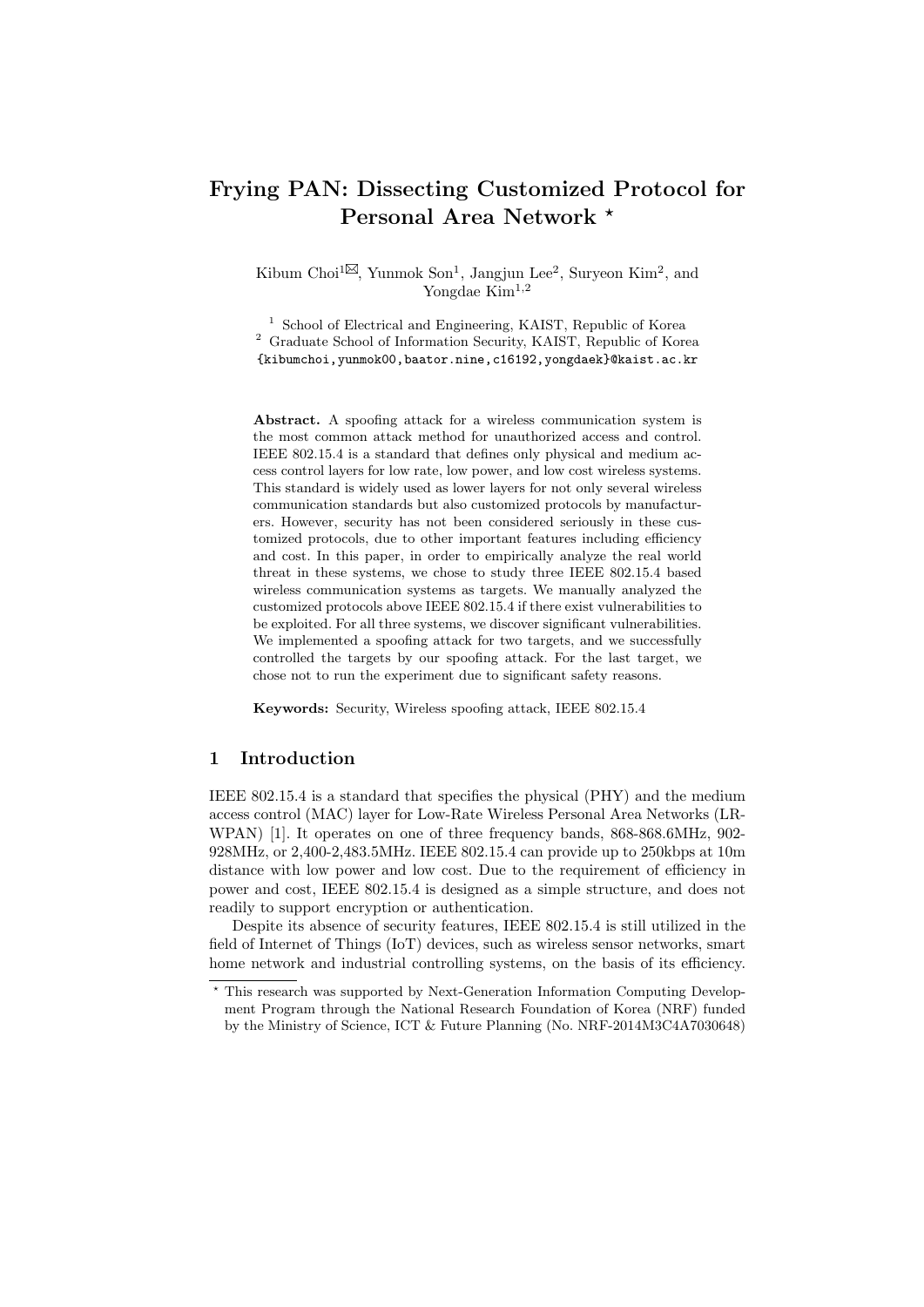# Frying PAN: Dissecting Customized Protocol for Personal Area Network *

Kibum Choi[1]✉, Yunmok Son[1], Jangjun Lee[2], Suryeon Kim[2], and Yongdae Kim[1,2]

[1] School of Electrical and Engineering, KAIST, Republic of Korea
[2] Graduate School of Information Security, KAIST, Republic of Korea
{kibumchoi,yunmok00,baator.nine,c16192,yongdaek}@kaist.ac.kr

**Abstract.** A spoofing attack for a wireless communication system is the most common attack method for unauthorized access and control. IEEE 802.15.4 is a standard that defines only physical and medium access control layers for low rate, low power, and low cost wireless systems. This standard is widely used as lower layers for not only several wireless communication standards but also customized protocols by manufacturers. However, security has not been considered seriously in these customized protocols, due to other important features including efficiency and cost. In this paper, in order to empirically analyze the real world threat in these systems, we chose to study three IEEE 802.15.4 based wireless communication systems as targets. We manually analyzed the customized protocols above IEEE 802.15.4 if there exist vulnerabilities to be exploited. For all three systems, we discover significant vulnerabilities. We implemented a spoofing attack for two targets, and we successfully controlled the targets by our spoofing attack. For the last target, we chose not to run the experiment due to significant safety reasons.

**Keywords:** Security, Wireless spoofing attack, IEEE 802.15.4

## 1 Introduction

IEEE 802.15.4 is a standard that specifies the physical (PHY) and the medium access control (MAC) layer for Low-Rate Wireless Personal Area Networks (LR-WPAN) [1]. It operates on one of three frequency bands, 868-868.6MHz, 902-928MHz, or 2,400-2,483.5MHz. IEEE 802.15.4 can provide up to 250kbps at 10m distance with low power and low cost. Due to the requirement of efficiency in power and cost, IEEE 802.15.4 is designed as a simple structure, and does not readily to support encryption or authentication.

Despite its absence of security features, IEEE 802.15.4 is still utilized in the field of Internet of Things (IoT) devices, such as wireless sensor networks, smart home network and industrial controlling systems, on the basis of its efficiency.

* This research was supported by Next-Generation Information Computing Development Program through the National Research Foundation of Korea (NRF) funded by the Ministry of Science, ICT & Future Planning (No. NRF-2014M3C4A7030648)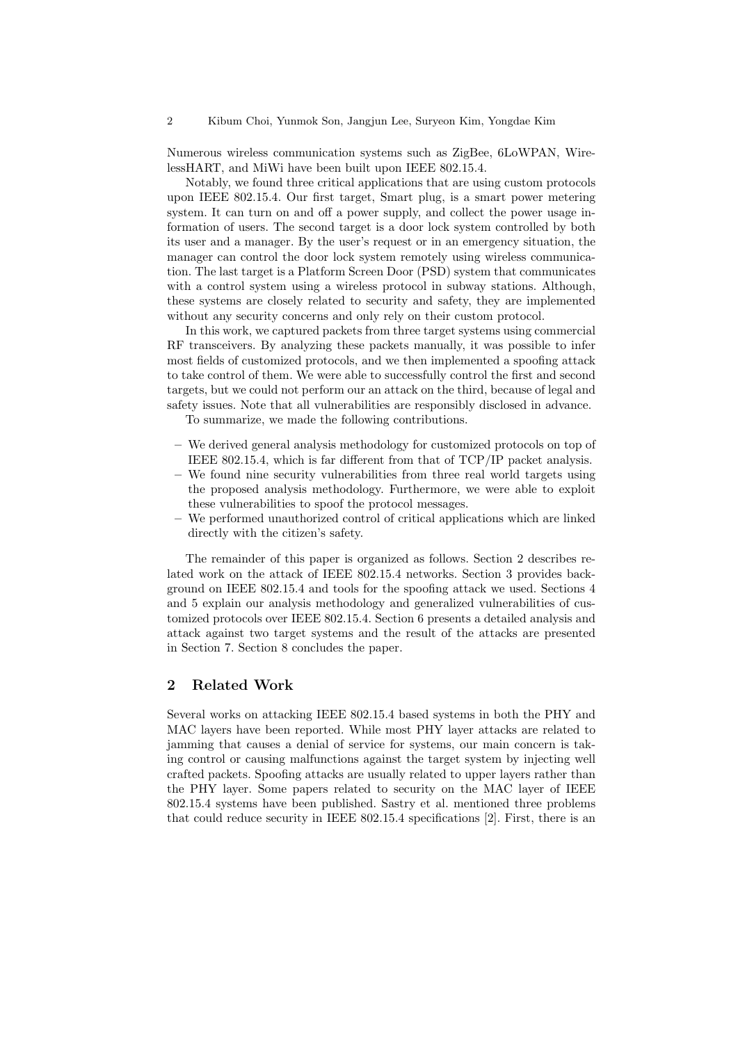Numerous wireless communication systems such as ZigBee, 6LoWPAN, WirelessHART, and MiWi have been built upon IEEE 802.15.4.

Notably, we found three critical applications that are using custom protocols upon IEEE 802.15.4. Our first target, Smart plug, is a smart power metering system. It can turn on and off a power supply, and collect the power usage information of users. The second target is a door lock system controlled by both its user and a manager. By the user's request or in an emergency situation, the manager can control the door lock system remotely using wireless communication. The last target is a Platform Screen Door (PSD) system that communicates with a control system using a wireless protocol in subway stations. Although, these systems are closely related to security and safety, they are implemented without any security concerns and only rely on their custom protocol.

In this work, we captured packets from three target systems using commercial RF transceivers. By analyzing these packets manually, it was possible to infer most fields of customized protocols, and we then implemented a spoofing attack to take control of them. We were able to successfully control the first and second targets, but we could not perform our an attack on the third, because of legal and safety issues. Note that all vulnerabilities are responsibly disclosed in advance.

To summarize, we made the following contributions.

- We derived general analysis methodology for customized protocols on top of IEEE 802.15.4, which is far different from that of TCP/IP packet analysis.
- We found nine security vulnerabilities from three real world targets using the proposed analysis methodology. Furthermore, we were able to exploit these vulnerabilities to spoof the protocol messages.
- We performed unauthorized control of critical applications which are linked directly with the citizen's safety.

The remainder of this paper is organized as follows. Section 2 describes related work on the attack of IEEE 802.15.4 networks. Section 3 provides background on IEEE 802.15.4 and tools for the spoofing attack we used. Sections 4 and 5 explain our analysis methodology and generalized vulnerabilities of customized protocols over IEEE 802.15.4. Section 6 presents a detailed analysis and attack against two target systems and the result of the attacks are presented in Section 7. Section 8 concludes the paper.

## 2 Related Work

Several works on attacking IEEE 802.15.4 based systems in both the PHY and MAC layers have been reported. While most PHY layer attacks are related to jamming that causes a denial of service for systems, our main concern is taking control or causing malfunctions against the target system by injecting well crafted packets. Spoofing attacks are usually related to upper layers rather than the PHY layer. Some papers related to security on the MAC layer of IEEE 802.15.4 systems have been published. Sastry et al. mentioned three problems that could reduce security in IEEE 802.15.4 specifications [2]. First, there is an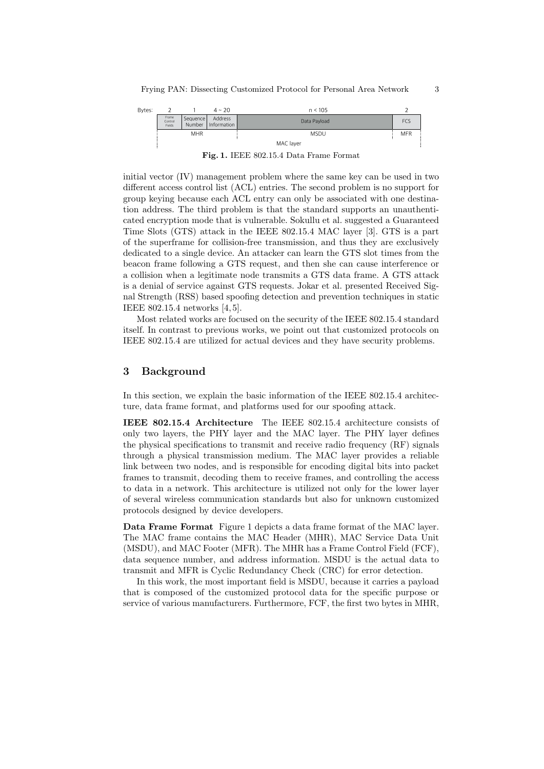| Bytes: | 2 | 1 | 4 ~ 20 | n < 105 | 2 |
|---|---|---|---|---|---|
| | Frame Control Fields | Sequence Number | Address Information | Data Payload | FCS |
| | MHR | | | MSDU | MFR |
| | MAC layer | | | | |

**Fig. 1.** IEEE 802.15.4 Data Frame Format

initial vector (IV) management problem where the same key can be used in two different access control list (ACL) entries. The second problem is no support for group keying because each ACL entry can only be associated with one destination address. The third problem is that the standard supports an unauthenticated encryption mode that is vulnerable. Sokullu et al. suggested a Guaranteed Time Slots (GTS) attack in the IEEE 802.15.4 MAC layer [3]. GTS is a part of the superframe for collision-free transmission, and thus they are exclusively dedicated to a single device. An attacker can learn the GTS slot times from the beacon frame following a GTS request, and then she can cause interference or a collision when a legitimate node transmits a GTS data frame. A GTS attack is a denial of service against GTS requests. Jokar et al. presented Received Signal Strength (RSS) based spoofing detection and prevention techniques in static IEEE 802.15.4 networks [4, 5].

Most related works are focused on the security of the IEEE 802.15.4 standard itself. In contrast to previous works, we point out that customized protocols on IEEE 802.15.4 are utilized for actual devices and they have security problems.

## 3 Background

In this section, we explain the basic information of the IEEE 802.15.4 architecture, data frame format, and platforms used for our spoofing attack.

**IEEE 802.15.4 Architecture** The IEEE 802.15.4 architecture consists of only two layers, the PHY layer and the MAC layer. The PHY layer defines the physical specifications to transmit and receive radio frequency (RF) signals through a physical transmission medium. The MAC layer provides a reliable link between two nodes, and is responsible for encoding digital bits into packet frames to transmit, decoding them to receive frames, and controlling the access to data in a network. This architecture is utilized not only for the lower layer of several wireless communication standards but also for unknown customized protocols designed by device developers.

**Data Frame Format** Figure 1 depicts a data frame format of the MAC layer. The MAC frame contains the MAC Header (MHR), MAC Service Data Unit (MSDU), and MAC Footer (MFR). The MHR has a Frame Control Field (FCF), data sequence number, and address information. MSDU is the actual data to transmit and MFR is Cyclic Redundancy Check (CRC) for error detection.

In this work, the most important field is MSDU, because it carries a payload that is composed of the customized protocol data for the specific purpose or service of various manufacturers. Furthermore, FCF, the first two bytes in MHR,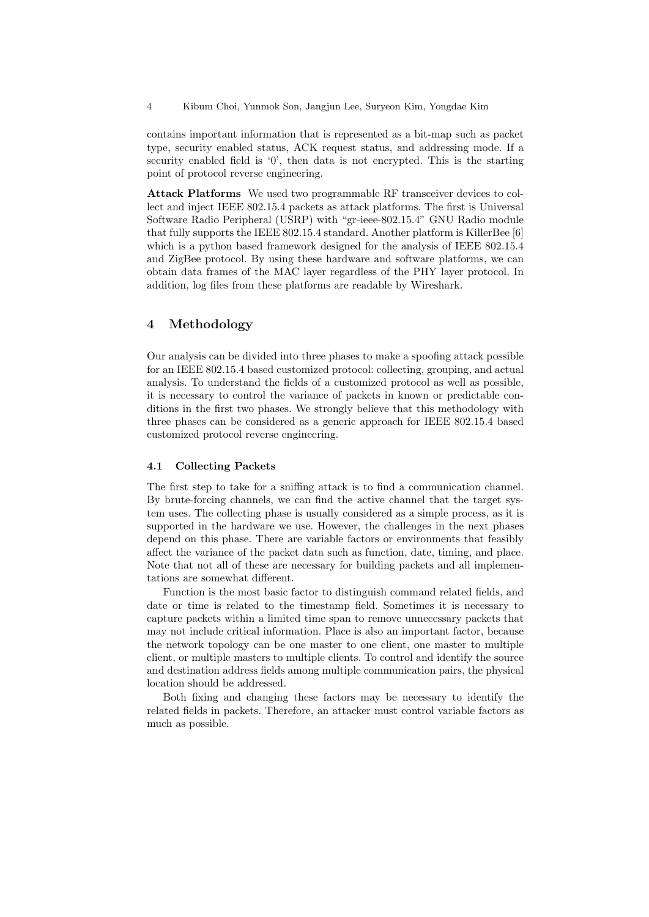contains important information that is represented as a bit-map such as packet type, security enabled status, ACK request status, and addressing mode. If a security enabled field is '0', then data is not encrypted. This is the starting point of protocol reverse engineering.

**Attack Platforms** We used two programmable RF transceiver devices to collect and inject IEEE 802.15.4 packets as attack platforms. The first is Universal Software Radio Peripheral (USRP) with "gr-ieee-802.15.4" GNU Radio module that fully supports the IEEE 802.15.4 standard. Another platform is KillerBee [6] which is a python based framework designed for the analysis of IEEE 802.15.4 and ZigBee protocol. By using these hardware and software platforms, we can obtain data frames of the MAC layer regardless of the PHY layer protocol. In addition, log files from these platforms are readable by Wireshark.

## 4 Methodology

Our analysis can be divided into three phases to make a spoofing attack possible for an IEEE 802.15.4 based customized protocol: collecting, grouping, and actual analysis. To understand the fields of a customized protocol as well as possible, it is necessary to control the variance of packets in known or predictable conditions in the first two phases. We strongly believe that this methodology with three phases can be considered as a generic approach for IEEE 802.15.4 based customized protocol reverse engineering.

### 4.1 Collecting Packets

The first step to take for a sniffing attack is to find a communication channel. By brute-forcing channels, we can find the active channel that the target system uses. The collecting phase is usually considered as a simple process, as it is supported in the hardware we use. However, the challenges in the next phases depend on this phase. There are variable factors or environments that feasibly affect the variance of the packet data such as function, date, timing, and place. Note that not all of these are necessary for building packets and all implementations are somewhat different.

Function is the most basic factor to distinguish command related fields, and date or time is related to the timestamp field. Sometimes it is necessary to capture packets within a limited time span to remove unnecessary packets that may not include critical information. Place is also an important factor, because the network topology can be one master to one client, one master to multiple client, or multiple masters to multiple clients. To control and identify the source and destination address fields among multiple communication pairs, the physical location should be addressed.

Both fixing and changing these factors may be necessary to identify the related fields in packets. Therefore, an attacker must control variable factors as much as possible.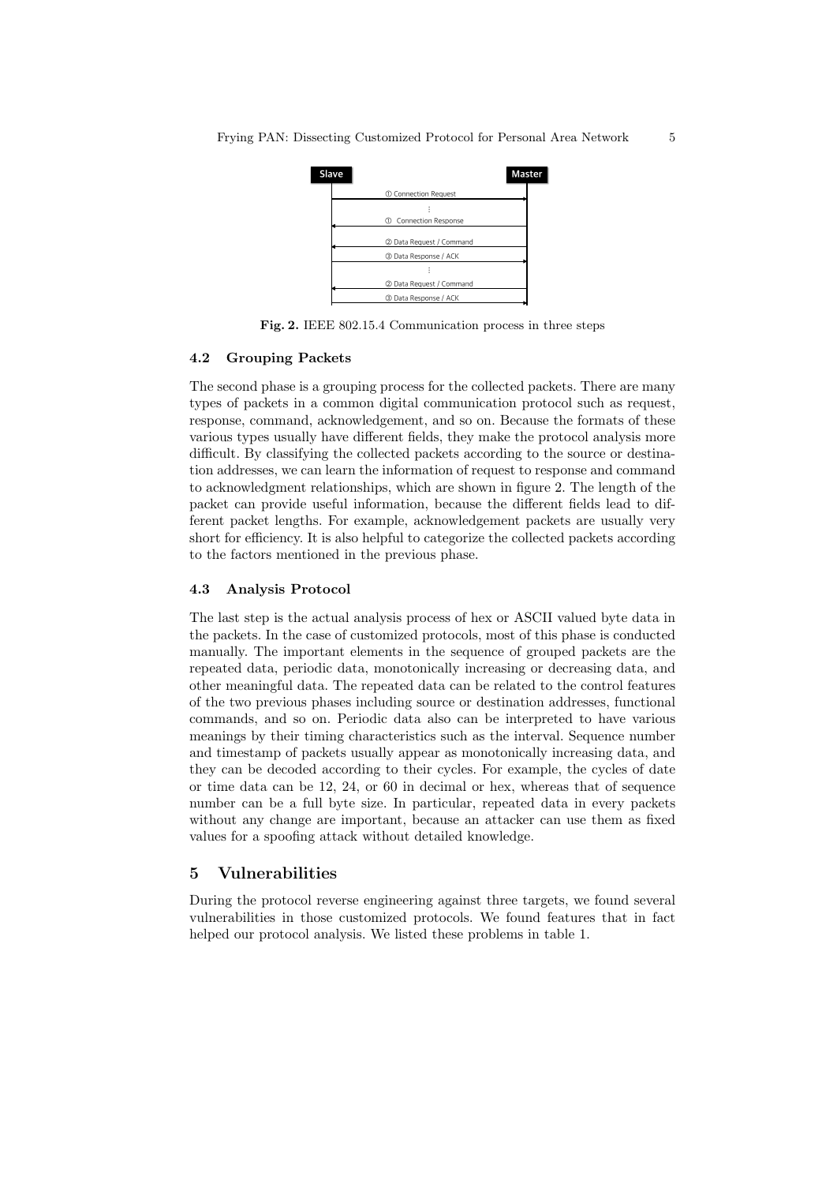**Fig. 2.** IEEE 802.15.4 Communication process in three steps

### 4.2 Grouping Packets

The second phase is a grouping process for the collected packets. There are many types of packets in a common digital communication protocol such as request, response, command, acknowledgement, and so on. Because the formats of these various types usually have different fields, they make the protocol analysis more difficult. By classifying the collected packets according to the source or destination addresses, we can learn the information of request to response and command to acknowledgment relationships, which are shown in figure 2. The length of the packet can provide useful information, because the different fields lead to different packet lengths. For example, acknowledgement packets are usually very short for efficiency. It is also helpful to categorize the collected packets according to the factors mentioned in the previous phase.

### 4.3 Analysis Protocol

The last step is the actual analysis process of hex or ASCII valued byte data in the packets. In the case of customized protocols, most of this phase is conducted manually. The important elements in the sequence of grouped packets are the repeated data, periodic data, monotonically increasing or decreasing data, and other meaningful data. The repeated data can be related to the control features of the two previous phases including source or destination addresses, functional commands, and so on. Periodic data also can be interpreted to have various meanings by their timing characteristics such as the interval. Sequence number and timestamp of packets usually appear as monotonically increasing data, and they can be decoded according to their cycles. For example, the cycles of date or time data can be 12, 24, or 60 in decimal or hex, whereas that of sequence number can be a full byte size. In particular, repeated data in every packets without any change are important, because an attacker can use them as fixed values for a spoofing attack without detailed knowledge.

## 5 Vulnerabilities

During the protocol reverse engineering against three targets, we found several vulnerabilities in those customized protocols. We found features that in fact helped our protocol analysis. We listed these problems in table 1.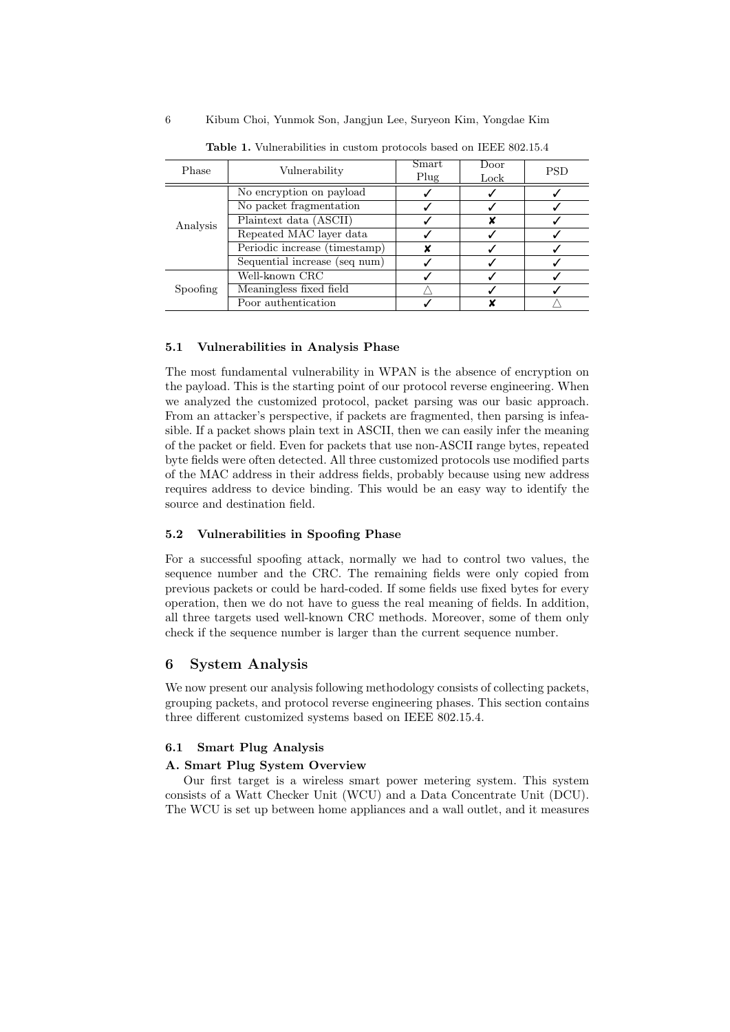**Table 1.** Vulnerabilities in custom protocols based on IEEE 802.15.4

| Phase | Vulnerability | Smart Plug | Door Lock | PSD |
|---|---|---|---|---|
| Analysis | No encryption on payload | ✓ | ✓ | ✓ |
| | No packet fragmentation | ✓ | ✓ | ✓ |
| | Plaintext data (ASCII) | ✓ | ✘ | ✓ |
| | Repeated MAC layer data | ✓ | ✓ | ✓ |
| | Periodic increase (timestamp) | ✘ | ✓ | ✓ |
| | Sequential increase (seq num) | ✓ | ✓ | ✓ |
| Spoofing | Well-known CRC | ✓ | ✓ | ✓ |
| | Meaningless fixed field | △ | ✓ | ✓ |
| | Poor authentication | ✓ | ✘ | △ |

### 5.1 Vulnerabilities in Analysis Phase

The most fundamental vulnerability in WPAN is the absence of encryption on the payload. This is the starting point of our protocol reverse engineering. When we analyzed the customized protocol, packet parsing was our basic approach. From an attacker's perspective, if packets are fragmented, then parsing is infeasible. If a packet shows plain text in ASCII, then we can easily infer the meaning of the packet or field. Even for packets that use non-ASCII range bytes, repeated byte fields were often detected. All three customized protocols use modified parts of the MAC address in their address fields, probably because using new address requires address to device binding. This would be an easy way to identify the source and destination field.

### 5.2 Vulnerabilities in Spoofing Phase

For a successful spoofing attack, normally we had to control two values, the sequence number and the CRC. The remaining fields were only copied from previous packets or could be hard-coded. If some fields use fixed bytes for every operation, then we do not have to guess the real meaning of fields. In addition, all three targets used well-known CRC methods. Moreover, some of them only check if the sequence number is larger than the current sequence number.

## 6 System Analysis

We now present our analysis following methodology consists of collecting packets, grouping packets, and protocol reverse engineering phases. This section contains three different customized systems based on IEEE 802.15.4.

### 6.1 Smart Plug Analysis

**A. Smart Plug System Overview**

Our first target is a wireless smart power metering system. This system consists of a Watt Checker Unit (WCU) and a Data Concentrate Unit (DCU). The WCU is set up between home appliances and a wall outlet, and it measures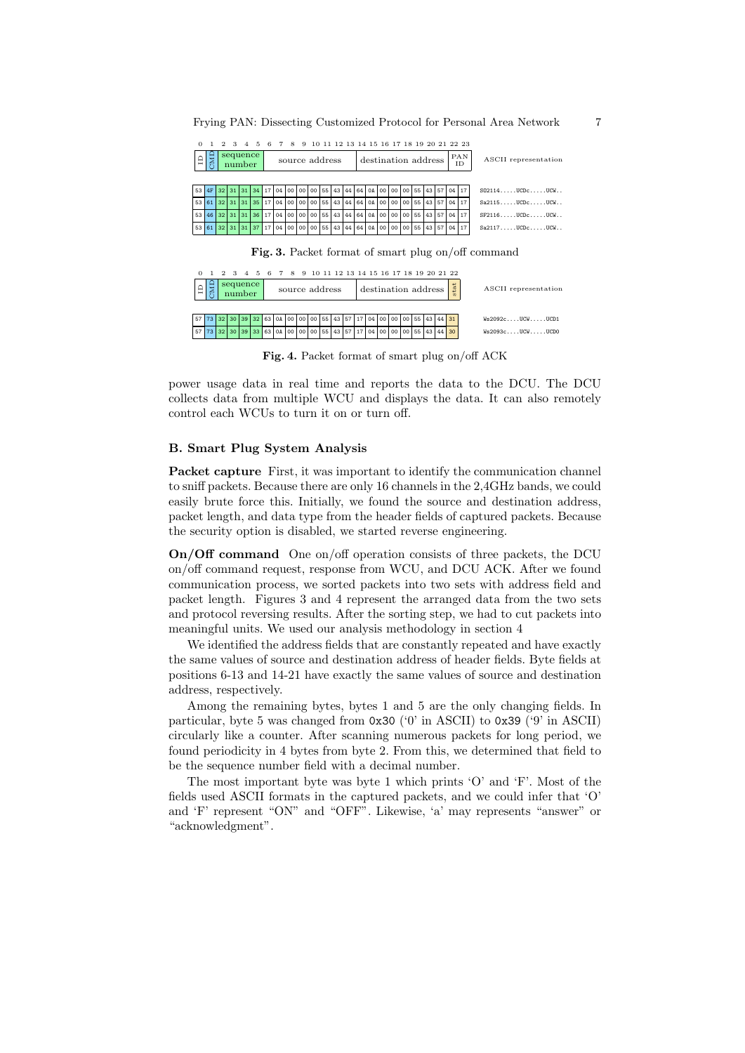| 0 | 1 | 2 | 3 | 4 | 5 | 6 | 7 | 8 | 9 | 10 | 11 | 12 | 13 | 14 | 15 | 16 | 17 | 18 | 19 | 20 | 21 | 22 | 23 | |
|---|---|---|---|---|---|---|---|---|---|---|---|---|---|---|---|---|---|---|---|---|---|---|---|---|
| ID | CMD | sequence number | | | | source address | | | | | | | | destination address | | | | | | | | PAN ID | | ASCII representation |
| 53 | 4F | 32 | 31 | 31 | 34 | 17 | 04 | 00 | 00 | 00 | 55 | 43 | 44 | 64 | 0A | 00 | 00 | 00 | 55 | 43 | 57 | 04 | 17 | SO2114.....UCDc.....UCW.. |
| 53 | 61 | 32 | 31 | 31 | 35 | 17 | 04 | 00 | 00 | 00 | 55 | 43 | 44 | 64 | 0A | 00 | 00 | 00 | 55 | 43 | 57 | 04 | 17 | Sa2115.....UCDc.....UCW.. |
| 53 | 46 | 32 | 31 | 31 | 36 | 17 | 04 | 00 | 00 | 00 | 55 | 43 | 44 | 64 | 0A | 00 | 00 | 00 | 55 | 43 | 57 | 04 | 17 | SF2116.....UCDc.....UCW.. |
| 53 | 61 | 32 | 31 | 31 | 37 | 17 | 04 | 00 | 00 | 00 | 55 | 43 | 44 | 64 | 0A | 00 | 00 | 00 | 55 | 43 | 57 | 04 | 17 | Sa2117.....UCDc.....UCW.. |

**Fig. 3.** Packet format of smart plug on/off command

| 0 | 1 | 2 | 3 | 4 | 5 | 6 | 7 | 8 | 9 | 10 | 11 | 12 | 13 | 14 | 15 | 16 | 17 | 18 | 19 | 20 | 21 | 22 | |
|---|---|---|---|---|---|---|---|---|---|---|---|---|---|---|---|---|---|---|---|---|---|---|---|
| ID | CMD | sequence number | | | | source address | | | | | | | | destination address | | | | | | | | stat | ASCII representation |
| 57 | 73 | 32 | 30 | 39 | 32 | 63 | 0A | 00 | 00 | 00 | 55 | 43 | 57 | 17 | 04 | 00 | 00 | 00 | 55 | 43 | 44 | 31 | Ws2092c....UCW.....UCD1 |
| 57 | 73 | 32 | 30 | 39 | 33 | 63 | 0A | 00 | 00 | 00 | 55 | 43 | 57 | 17 | 04 | 00 | 00 | 00 | 55 | 43 | 44 | 30 | Ws2093c....UCW.....UCD0 |

**Fig. 4.** Packet format of smart plug on/off ACK

power usage data in real time and reports the data to the DCU. The DCU collects data from multiple WCU and displays the data. It can also remotely control each WCUs to turn it on or turn off.

### B. Smart Plug System Analysis

**Packet capture** First, it was important to identify the communication channel to sniff packets. Because there are only 16 channels in the 2,4GHz bands, we could easily brute force this. Initially, we found the source and destination address, packet length, and data type from the header fields of captured packets. Because the security option is disabled, we started reverse engineering.

**On/Off command** One on/off operation consists of three packets, the DCU on/off command request, response from WCU, and DCU ACK. After we found communication process, we sorted packets into two sets with address field and packet length. Figures 3 and 4 represent the arranged data from the two sets and protocol reversing results. After the sorting step, we had to cut packets into meaningful units. We used our analysis methodology in section 4

We identified the address fields that are constantly repeated and have exactly the same values of source and destination address of header fields. Byte fields at positions 6-13 and 14-21 have exactly the same values of source and destination address, respectively.

Among the remaining bytes, bytes 1 and 5 are the only changing fields. In particular, byte 5 was changed from `0x30` ('0' in ASCII) to `0x39` ('9' in ASCII) circularly like a counter. After scanning numerous packets for long period, we found periodicity in 4 bytes from byte 2. From this, we determined that field to be the sequence number field with a decimal number.

The most important byte was byte 1 which prints 'O' and 'F'. Most of the fields used ASCII formats in the captured packets, and we could infer that 'O' and 'F' represent "ON" and "OFF". Likewise, 'a' may represents "answer" or "acknowledgment".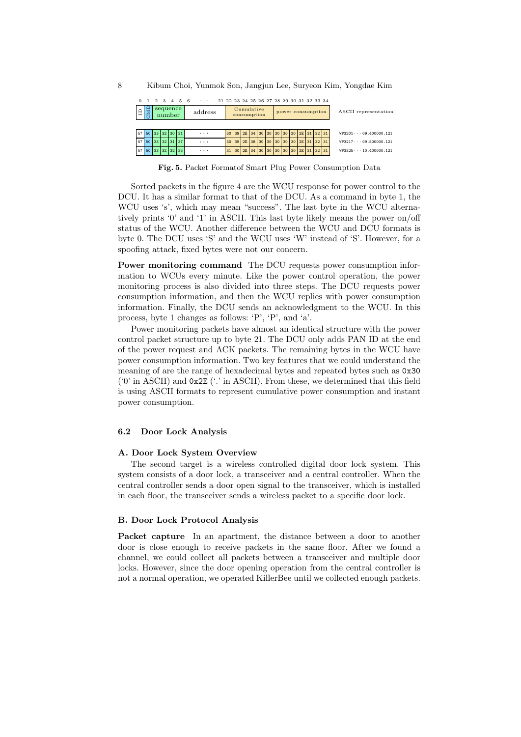| 0 | 1 | 2 3 4 5 | 6 ··· | 21 22 23 24 25 26 | 27 28 29 30 31 32 33 34 | |
|---|---|---|---|---|---|---|
| ID | CMD | sequence number | address | Cumulative consumption | power consumption | ASCII representation |
| 57 | 50 | 33 32 30 31 | ··· | 30 39 2E 34 30 30 | 30 30 30 30 2E 31 32 31 | WP3201··· 09.400000.121 |
| 57 | 50 | 33 32 31 37 | ··· | 30 39 2E 38 30 30 | 30 30 30 30 2E 31 32 31 | WP3217··· 09.800000.121 |
| 57 | 50 | 33 32 32 35 | ··· | 31 30 2E 34 30 30 | 30 30 30 30 2E 31 32 31 | WP3325··· 10.400000.121 |

**Fig. 5.** Packet Formatof Smart Plug Power Consumption Data

Sorted packets in the figure 4 are the WCU response for power control to the DCU. It has a similar format to that of the DCU. As a command in byte 1, the WCU uses 's', which may mean "success". The last byte in the WCU alternatively prints '0' and '1' in ASCII. This last byte likely means the power on/off status of the WCU. Another difference between the WCU and DCU formats is byte 0. The DCU uses 'S' and the WCU uses 'W' instead of 'S'. However, for a spoofing attack, fixed bytes were not our concern.

**Power monitoring command** The DCU requests power consumption information to WCUs every minute. Like the power control operation, the power monitoring process is also divided into three steps. The DCU requests power consumption information, and then the WCU replies with power consumption information. Finally, the DCU sends an acknowledgment to the WCU. In this process, byte 1 changes as follows: 'P', 'P', and 'a'.

Power monitoring packets have almost an identical structure with the power control packet structure up to byte 21. The DCU only adds PAN ID at the end of the power request and ACK packets. The remaining bytes in the WCU have power consumption information. Two key features that we could understand the meaning of are the range of hexadecimal bytes and repeated bytes such as 0x30 ('0' in ASCII) and 0x2E ('.' in ASCII). From these, we determined that this field is using ASCII formats to represent cumulative power consumption and instant power consumption.

### 6.2 Door Lock Analysis

#### A. Door Lock System Overview

The second target is a wireless controlled digital door lock system. This system consists of a door lock, a transceiver and a central controller. When the central controller sends a door open signal to the transceiver, which is installed in each floor, the transceiver sends a wireless packet to a specific door lock.

#### B. Door Lock Protocol Analysis

**Packet capture** In an apartment, the distance between a door to another door is close enough to receive packets in the same floor. After we found a channel, we could collect all packets between a transceiver and multiple door locks. However, since the door opening operation from the central controller is not a normal operation, we operated KillerBee until we collected enough packets.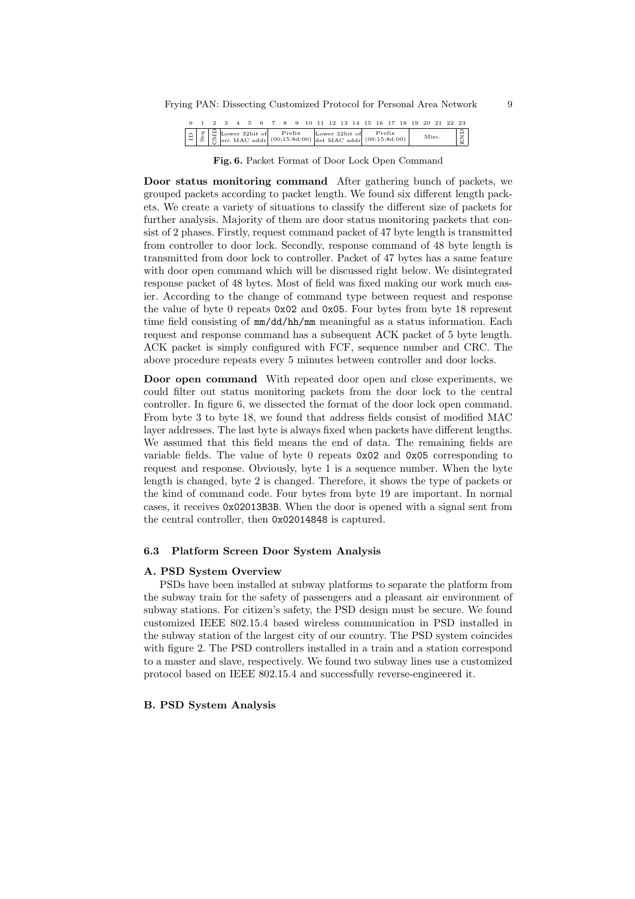| 0 | 1 | 2 | 3 | 4 | 5 | 6 | 7 | 8 | 9 | 10 | 11 | 12 | 13 | 14 | 15 | 16 | 17 | 18 | 19 | 20 | 21 | 22 | 23 |
|---|---|---|---|---|---|---|---|---|---|---|---|---|---|---|---|---|---|---|---|---|---|---|---|
| ID | Seq | CMD | Lower 32bit of src MAC addr | | | | Prefix (00:15:8d:00) | | | | Lower 32bit of dst MAC addr | | | | Prefix (00:15:8d:00) | | | | Misc. | | | | END |

**Fig. 6.** Packet Format of Door Lock Open Command

**Door status monitoring command** After gathering bunch of packets, we grouped packets according to packet length. We found six different length packets. We create a variety of situations to classify the different size of packets for further analysis. Majority of them are door status monitoring packets that consist of 2 phases. Firstly, request command packet of 47 byte length is transmitted from controller to door lock. Secondly, response command of 48 byte length is transmitted from door lock to controller. Packet of 47 bytes has a same feature with door open command which will be discussed right below. We disintegrated response packet of 48 bytes. Most of field was fixed making our work much easier. According to the change of command type between request and response the value of byte 0 repeats `0x02` and `0x05`. Four bytes from byte 18 represent time field consisting of `mm/dd/hh/mm` meaningful as a status information. Each request and response command has a subsequent ACK packet of 5 byte length. ACK packet is simply configured with FCF, sequence number and CRC. The above procedure repeats every 5 minutes between controller and door locks.

**Door open command** With repeated door open and close experiments, we could filter out status monitoring packets from the door lock to the central controller. In figure 6, we dissected the format of the door lock open command. From byte 3 to byte 18, we found that address fields consist of modified MAC layer addresses. The last byte is always fixed when packets have different lengths. We assumed that this field means the end of data. The remaining fields are variable fields. The value of byte 0 repeats `0x02` and `0x05` corresponding to request and response. Obviously, byte 1 is a sequence number. When the byte length is changed, byte 2 is changed. Therefore, it shows the type of packets or the kind of command code. Four bytes from byte 19 are important. In normal cases, it receives `0x02013B3B`. When the door is opened with a signal sent from the central controller, then `0x02014848` is captured.

### 6.3 Platform Screen Door System Analysis

**A. PSD System Overview**

PSDs have been installed at subway platforms to separate the platform from the subway train for the safety of passengers and a pleasant air environment of subway stations. For citizen's safety, the PSD design must be secure. We found customized IEEE 802.15.4 based wireless communication in PSD installed in the subway station of the largest city of our country. The PSD system coincides with figure 2. The PSD controllers installed in a train and a station correspond to a master and slave, respectively. We found two subway lines use a customized protocol based on IEEE 802.15.4 and successfully reverse-engineered it.

**B. PSD System Analysis**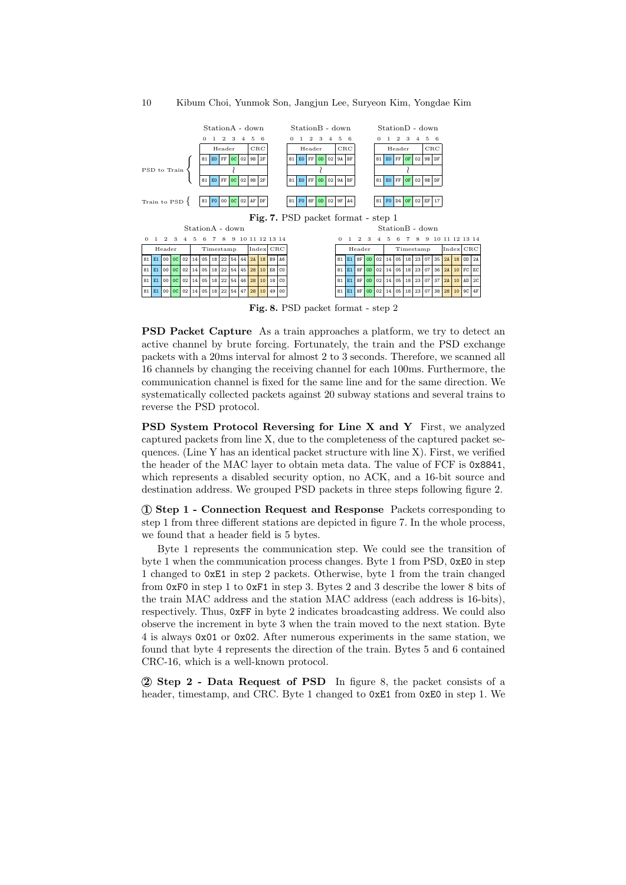**Fig. 7.** PSD packet format - step 1

| | StationA - down | | | | | | | | StationB - down | | | | | | | | StationD - down | | | | | | |
|---|---|---|---|---|---|---|---|---|---|---|---|---|---|---|---|---|---|---|---|---|---|---|---|
| | 0 | 1 | 2 | 3 | 4 | 5 | 6 | | 0 | 1 | 2 | 3 | 4 | 5 | 6 | | 0 | 1 | 2 | 3 | 4 | 5 | 6 |
| | Header | | | | | CRC | | | Header | | | | | CRC | | | Header | | | | | CRC | |
| PSD to Train | 81 | E0 | FF | 0C | 02 | 9B | 2F | | 81 | E0 | FF | 0D | 02 | 9A | BF | | 81 | E0 | FF | 0F | 02 | 9B | DF |
| | ~ | | | | | | | | ~ | | | | | | | | ~ | | | | | | |
| | 81 | E0 | FF | 0C | 02 | 9B | 2F | | 81 | E0 | FF | 0D | 02 | 9A | BF | | 81 | E0 | FF | 0F | 02 | 9B | DF |
| Train to PSD | 81 | F0 | 00 | 0C | 02 | AF | DF | | 81 | F0 | 8F | 0D | 02 | 9F | A4 | | 81 | F0 | D4 | 0F | 02 | EF | 17 |

**Fig. 8.** PSD packet format - step 2

StationA - down

| 0 | 1 | 2 | 3 | 4 | 5 | 6 | 7 | 8 | 9 | 10 | 11 | 12 | 13 | 14 |
|---|---|---|---|---|---|---|---|---|---|---|---|---|---|---|
| Header | | | | | Timestamp | | | | | | Index | | CRC | |
| 81 | E1 | 00 | 0C | 02 | 14 | 05 | 18 | 22 | 54 | 44 | 2A | 18 | B9 | A6 |
| 81 | E1 | 00 | 0C | 02 | 14 | 05 | 18 | 22 | 54 | 45 | 28 | 10 | E8 | C0 |
| 81 | E1 | 00 | 0C | 02 | 14 | 05 | 18 | 22 | 54 | 46 | 28 | 10 | 18 | C0 |
| 81 | E1 | 00 | 0C | 02 | 14 | 05 | 18 | 22 | 54 | 47 | 28 | 10 | 49 | 00 |

StationB - down

| 0 | 1 | 2 | 3 | 4 | 5 | 6 | 7 | 8 | 9 | 10 | 11 | 12 | 13 | 14 |
|---|---|---|---|---|---|---|---|---|---|---|---|---|---|---|
| Header | | | | | Timestamp | | | | | | Index | | CRC | |
| 81 | E1 | 8F | 0D | 02 | 14 | 05 | 18 | 23 | 07 | 35 | 2A | 18 | 0D | 2A |
| 81 | E1 | 8F | 0D | 02 | 14 | 05 | 18 | 23 | 07 | 36 | 2A | 10 | FC | EC |
| 81 | E1 | 8F | 0D | 02 | 14 | 05 | 18 | 23 | 07 | 37 | 2A | 10 | AD | 2C |
| 81 | E1 | 8F | 0D | 02 | 14 | 05 | 18 | 23 | 07 | 38 | 28 | 10 | 9C | 4F |

**PSD Packet Capture** As a train approaches a platform, we try to detect an active channel by brute forcing. Fortunately, the train and the PSD exchange packets with a 20ms interval for almost 2 to 3 seconds. Therefore, we scanned all 16 channels by changing the receiving channel for each 100ms. Furthermore, the communication channel is fixed for the same line and for the same direction. We systematically collected packets against 20 subway stations and several trains to reverse the PSD protocol.

**PSD System Protocol Reversing for Line X and Y** First, we analyzed captured packets from line X, due to the completeness of the captured packet sequences. (Line Y has an identical packet structure with line X). First, we verified the header of the MAC layer to obtain meta data. The value of FCF is 0x8841, which represents a disabled security option, no ACK, and a 16-bit source and destination address. We grouped PSD packets in three steps following figure 2.

**① Step 1 - Connection Request and Response** Packets corresponding to step 1 from three different stations are depicted in figure 7. In the whole process, we found that a header field is 5 bytes.

Byte 1 represents the communication step. We could see the transition of byte 1 when the communication process changes. Byte 1 from PSD, 0xE0 in step 1 changed to 0xE1 in step 2 packets. Otherwise, byte 1 from the train changed from 0xF0 in step 1 to 0xF1 in step 3. Bytes 2 and 3 describe the lower 8 bits of the train MAC address and the station MAC address (each address is 16-bits), respectively. Thus, 0xFF in byte 2 indicates broadcasting address. We could also observe the increment in byte 3 when the train moved to the next station. Byte 4 is always 0x01 or 0x02. After numerous experiments in the same station, we found that byte 4 represents the direction of the train. Bytes 5 and 6 contained CRC-16, which is a well-known protocol.

**② Step 2 - Data Request of PSD** In figure 8, the packet consists of a header, timestamp, and CRC. Byte 1 changed to 0xE1 from 0xE0 in step 1. We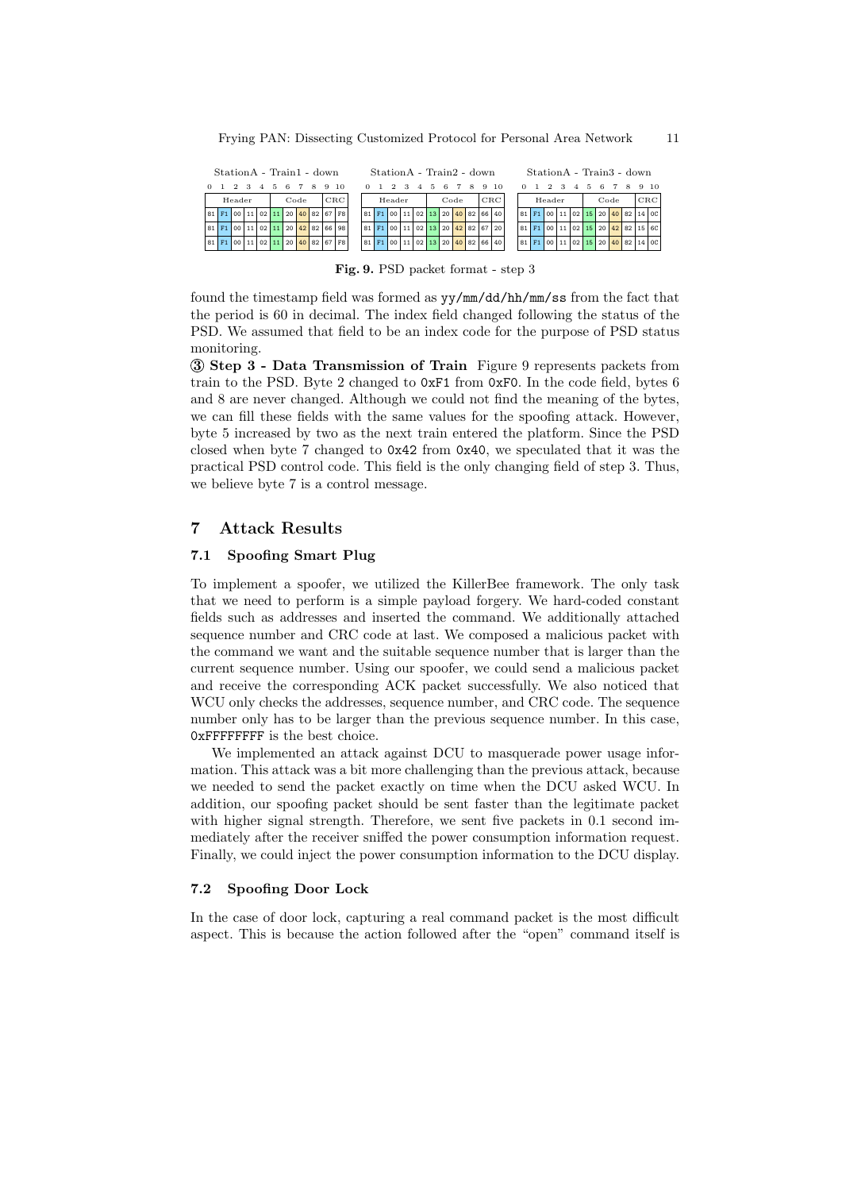StationA - Train1 - down

| 0 | 1 | 2 | 3 | 4 | 5 | 6 | 7 | 8 | 9 | 10 |
|---|---|---|---|---|---|---|---|---|---|---|
| Header | | | | | Code | | | | CRC | |
| 81 | F1 | 00 | 11 | 02 | 11 | 20 | 40 | 82 | 67 | F8 |
| 81 | F1 | 00 | 11 | 02 | 11 | 20 | 42 | 82 | 66 | 98 |
| 81 | F1 | 00 | 11 | 02 | 11 | 20 | 40 | 82 | 67 | F8 |

StationA - Train2 - down

| 0 | 1 | 2 | 3 | 4 | 5 | 6 | 7 | 8 | 9 | 10 |
|---|---|---|---|---|---|---|---|---|---|---|
| Header | | | | | Code | | | | CRC | |
| 81 | F1 | 00 | 11 | 02 | 13 | 20 | 40 | 82 | 66 | 40 |
| 81 | F1 | 00 | 11 | 02 | 13 | 20 | 42 | 82 | 67 | 20 |
| 81 | F1 | 00 | 11 | 02 | 13 | 20 | 40 | 82 | 66 | 40 |

StationA - Train3 - down

| 0 | 1 | 2 | 3 | 4 | 5 | 6 | 7 | 8 | 9 | 10 |
|---|---|---|---|---|---|---|---|---|---|---|
| Header | | | | | Code | | | | CRC | |
| 81 | F1 | 00 | 11 | 02 | 15 | 20 | 40 | 82 | 14 | 0C |
| 81 | F1 | 00 | 11 | 02 | 15 | 20 | 42 | 82 | 15 | 6C |
| 81 | F1 | 00 | 11 | 02 | 15 | 20 | 40 | 82 | 14 | 0C |

**Fig. 9.** PSD packet format - step 3

found the timestamp field was formed as yy/mm/dd/hh/mm/ss from the fact that the period is 60 in decimal. The index field changed following the status of the PSD. We assumed that field to be an index code for the purpose of PSD status monitoring.

**③ Step 3 - Data Transmission of Train** Figure 9 represents packets from train to the PSD. Byte 2 changed to 0xF1 from 0xF0. In the code field, bytes 6 and 8 are never changed. Although we could not find the meaning of the bytes, we can fill these fields with the same values for the spoofing attack. However, byte 5 increased by two as the next train entered the platform. Since the PSD closed when byte 7 changed to 0x42 from 0x40, we speculated that it was the practical PSD control code. This field is the only changing field of step 3. Thus, we believe byte 7 is a control message.

## 7 Attack Results

### 7.1 Spoofing Smart Plug

To implement a spoofer, we utilized the KillerBee framework. The only task that we need to perform is a simple payload forgery. We hard-coded constant fields such as addresses and inserted the command. We additionally attached sequence number and CRC code at last. We composed a malicious packet with the command we want and the suitable sequence number that is larger than the current sequence number. Using our spoofer, we could send a malicious packet and receive the corresponding ACK packet successfully. We also noticed that WCU only checks the addresses, sequence number, and CRC code. The sequence number only has to be larger than the previous sequence number. In this case, 0xFFFFFFFF is the best choice.

We implemented an attack against DCU to masquerade power usage information. This attack was a bit more challenging than the previous attack, because we needed to send the packet exactly on time when the DCU asked WCU. In addition, our spoofing packet should be sent faster than the legitimate packet with higher signal strength. Therefore, we sent five packets in 0.1 second immediately after the receiver sniffed the power consumption information request. Finally, we could inject the power consumption information to the DCU display.

### 7.2 Spoofing Door Lock

In the case of door lock, capturing a real command packet is the most difficult aspect. This is because the action followed after the "open" command itself is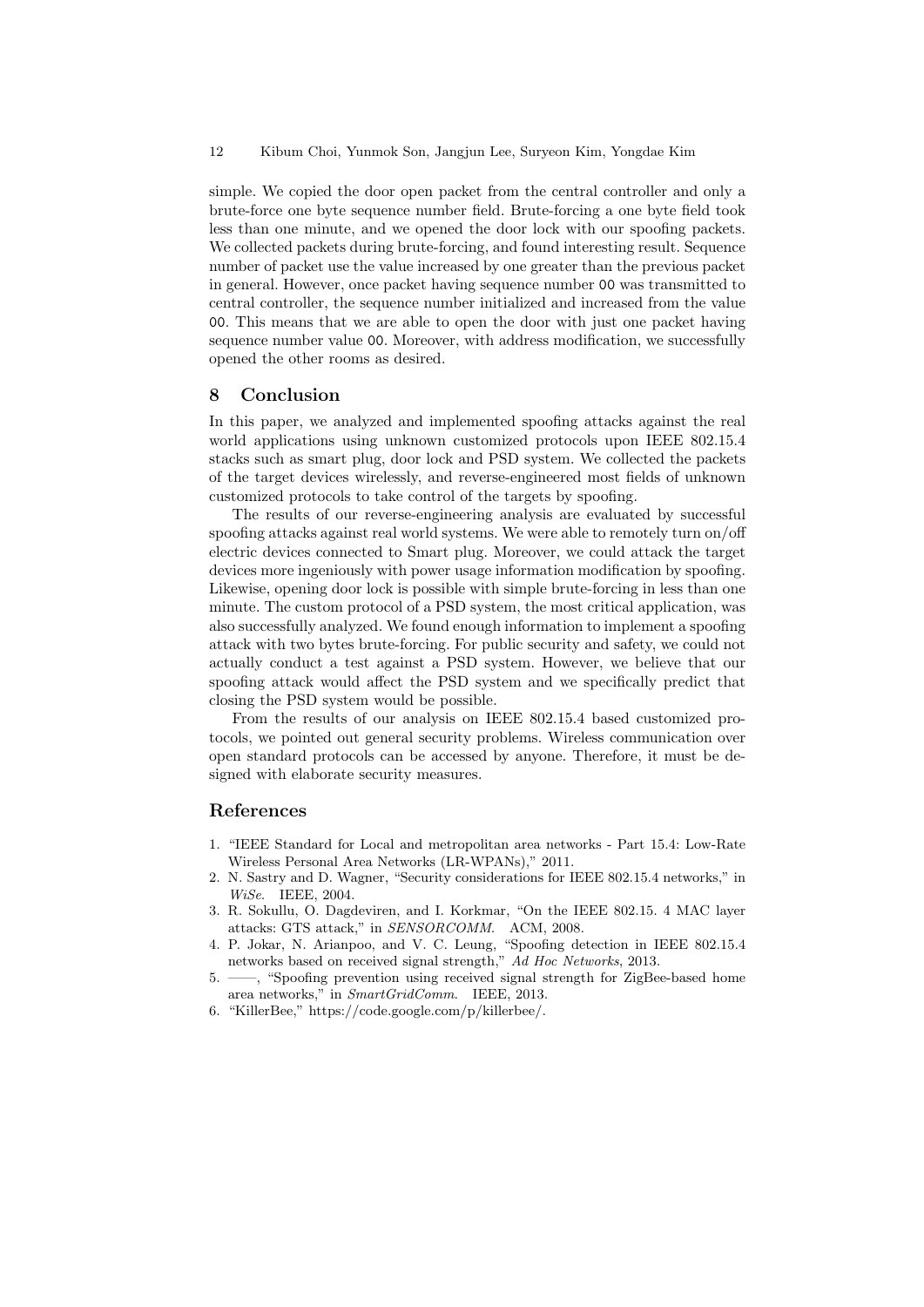simple. We copied the door open packet from the central controller and only a brute-force one byte sequence number field. Brute-forcing a one byte field took less than one minute, and we opened the door lock with our spoofing packets. We collected packets during brute-forcing, and found interesting result. Sequence number of packet use the value increased by one greater than the previous packet in general. However, once packet having sequence number `00` was transmitted to central controller, the sequence number initialized and increased from the value `00`. This means that we are able to open the door with just one packet having sequence number value `00`. Moreover, with address modification, we successfully opened the other rooms as desired.

## 8 Conclusion

In this paper, we analyzed and implemented spoofing attacks against the real world applications using unknown customized protocols upon IEEE 802.15.4 stacks such as smart plug, door lock and PSD system. We collected the packets of the target devices wirelessly, and reverse-engineered most fields of unknown customized protocols to take control of the targets by spoofing.

The results of our reverse-engineering analysis are evaluated by successful spoofing attacks against real world systems. We were able to remotely turn on/off electric devices connected to Smart plug. Moreover, we could attack the target devices more ingeniously with power usage information modification by spoofing. Likewise, opening door lock is possible with simple brute-forcing in less than one minute. The custom protocol of a PSD system, the most critical application, was also successfully analyzed. We found enough information to implement a spoofing attack with two bytes brute-forcing. For public security and safety, we could not actually conduct a test against a PSD system. However, we believe that our spoofing attack would affect the PSD system and we specifically predict that closing the PSD system would be possible.

From the results of our analysis on IEEE 802.15.4 based customized protocols, we pointed out general security problems. Wireless communication over open standard protocols can be accessed by anyone. Therefore, it must be designed with elaborate security measures.

## References

1. "IEEE Standard for Local and metropolitan area networks - Part 15.4: Low-Rate Wireless Personal Area Networks (LR-WPANs)," 2011.
2. N. Sastry and D. Wagner, "Security considerations for IEEE 802.15.4 networks," in *WiSe*. IEEE, 2004.
3. R. Sokullu, O. Dagdeviren, and I. Korkmar, "On the IEEE 802.15. 4 MAC layer attacks: GTS attack," in *SENSORCOMM*. ACM, 2008.
4. P. Jokar, N. Arianpoo, and V. C. Leung, "Spoofing detection in IEEE 802.15.4 networks based on received signal strength," *Ad Hoc Networks*, 2013.
5. ——, "Spoofing prevention using received signal strength for ZigBee-based home area networks," in *SmartGridComm*. IEEE, 2013.
6. "KillerBee," https://code.google.com/p/killerbee/.